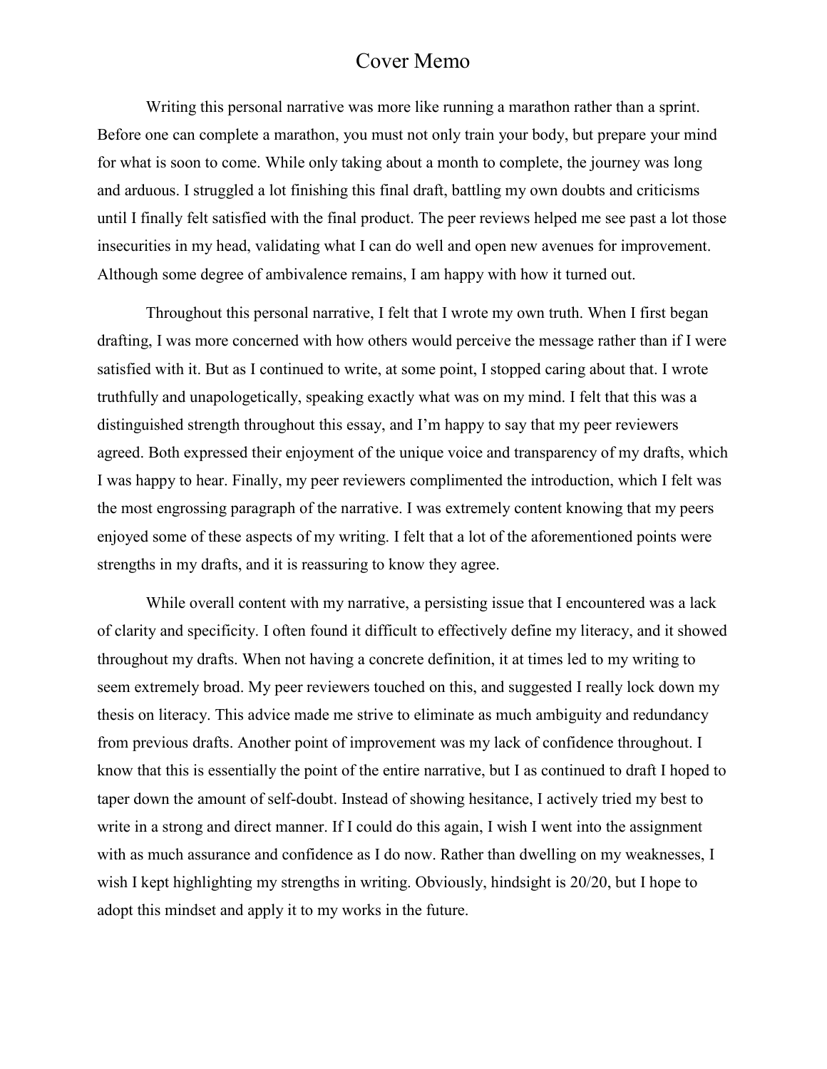# Cover Memo

Writing this personal narrative was more like running a marathon rather than a sprint. Before one can complete a marathon, you must not only train your body, but prepare your mind for what is soon to come. While only taking about a month to complete, the journey was long and arduous. I struggled a lot finishing this final draft, battling my own doubts and criticisms until I finally felt satisfied with the final product. The peer reviews helped me see past a lot those insecurities in my head, validating what I can do well and open new avenues for improvement. Although some degree of ambivalence remains, I am happy with how it turned out.

Throughout this personal narrative, I felt that I wrote my own truth. When I first began drafting, I was more concerned with how others would perceive the message rather than if I were satisfied with it. But as I continued to write, at some point, I stopped caring about that. I wrote truthfully and unapologetically, speaking exactly what was on my mind. I felt that this was a distinguished strength throughout this essay, and I'm happy to say that my peer reviewers agreed. Both expressed their enjoyment of the unique voice and transparency of my drafts, which I was happy to hear. Finally, my peer reviewers complimented the introduction, which I felt was the most engrossing paragraph of the narrative. I was extremely content knowing that my peers enjoyed some of these aspects of my writing. I felt that a lot of the aforementioned points were strengths in my drafts, and it is reassuring to know they agree.

While overall content with my narrative, a persisting issue that I encountered was a lack of clarity and specificity. I often found it difficult to effectively define my literacy, and it showed throughout my drafts. When not having a concrete definition, it at times led to my writing to seem extremely broad. My peer reviewers touched on this, and suggested I really lock down my thesis on literacy. This advice made me strive to eliminate as much ambiguity and redundancy from previous drafts. Another point of improvement was my lack of confidence throughout. I know that this is essentially the point of the entire narrative, but I as continued to draft I hoped to taper down the amount of self-doubt. Instead of showing hesitance, I actively tried my best to write in a strong and direct manner. If I could do this again, I wish I went into the assignment with as much assurance and confidence as I do now. Rather than dwelling on my weaknesses, I wish I kept highlighting my strengths in writing. Obviously, hindsight is 20/20, but I hope to adopt this mindset and apply it to my works in the future.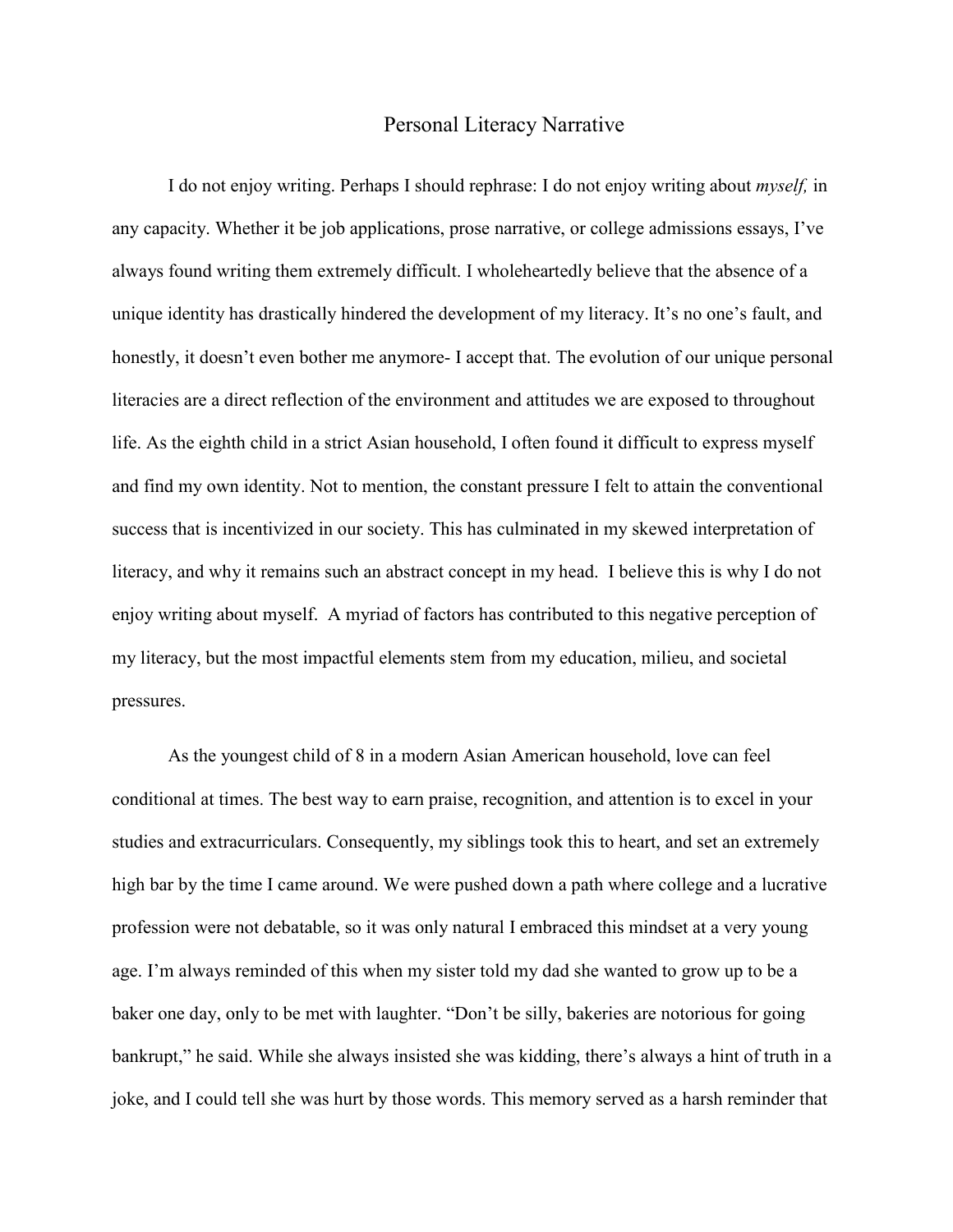# Personal Literacy Narrative

I do not enjoy writing. Perhaps I should rephrase: I do not enjoy writing about *myself,* in any capacity. Whether it be job applications, prose narrative, or college admissions essays, I've always found writing them extremely difficult. I wholeheartedly believe that the absence of a unique identity has drastically hindered the development of my literacy. It's no one's fault, and honestly, it doesn't even bother me anymore- I accept that. The evolution of our unique personal literacies are a direct reflection of the environment and attitudes we are exposed to throughout life. As the eighth child in a strict Asian household, I often found it difficult to express myself and find my own identity. Not to mention, the constant pressure I felt to attain the conventional success that is incentivized in our society. This has culminated in my skewed interpretation of literacy, and why it remains such an abstract concept in my head. I believe this is why I do not enjoy writing about myself. A myriad of factors has contributed to this negative perception of my literacy, but the most impactful elements stem from my education, milieu, and societal pressures.

As the youngest child of 8 in a modern Asian American household, love can feel conditional at times. The best way to earn praise, recognition, and attention is to excel in your studies and extracurriculars. Consequently, my siblings took this to heart, and set an extremely high bar by the time I came around. We were pushed down a path where college and a lucrative profession were not debatable, so it was only natural I embraced this mindset at a very young age. I'm always reminded of this when my sister told my dad she wanted to grow up to be a baker one day, only to be met with laughter. "Don't be silly, bakeries are notorious for going bankrupt," he said. While she always insisted she was kidding, there's always a hint of truth in a joke, and I could tell she was hurt by those words. This memory served as a harsh reminder that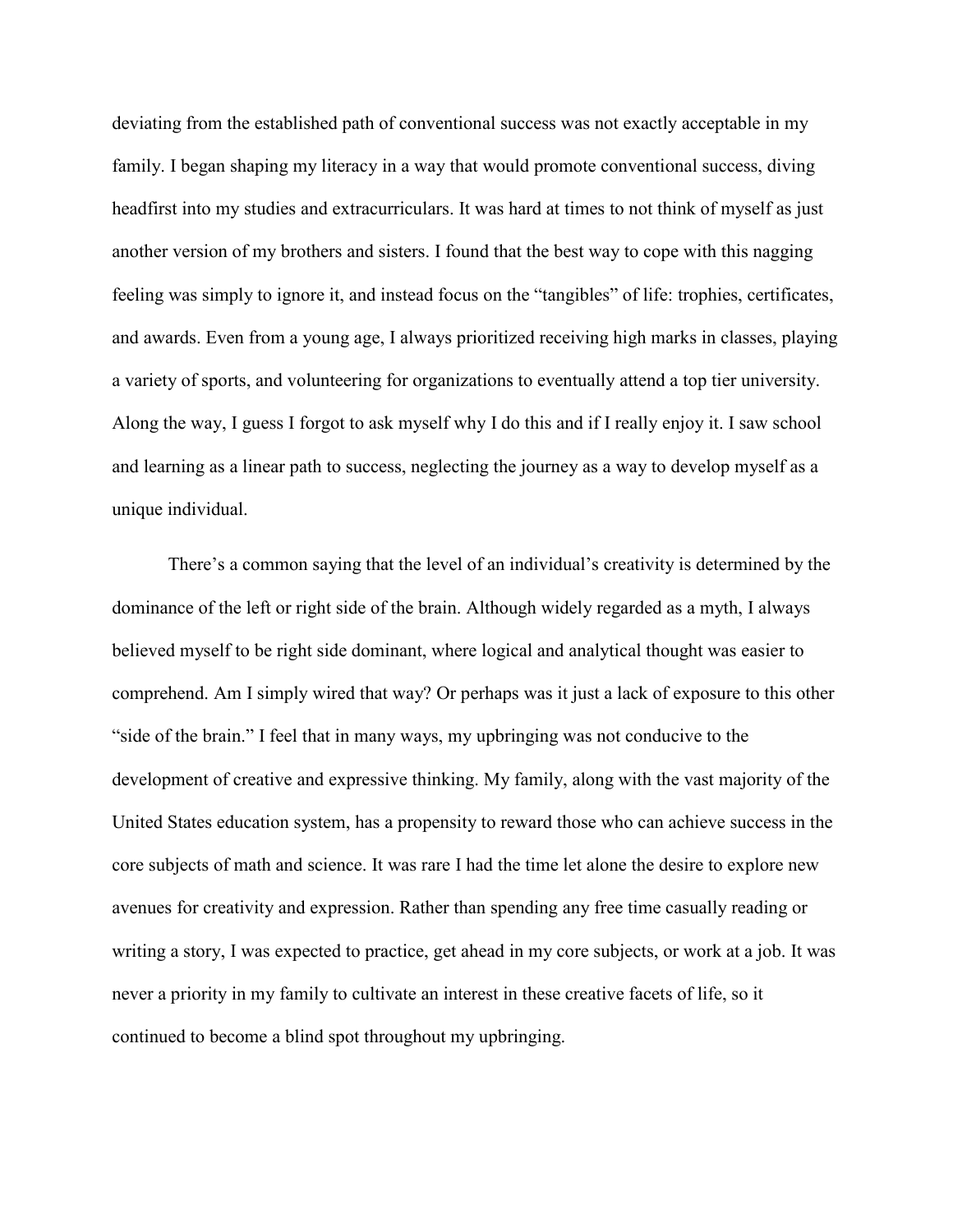deviating from the established path of conventional success was not exactly acceptable in my family. I began shaping my literacy in a way that would promote conventional success, diving headfirst into my studies and extracurriculars. It was hard at times to not think of myself as just another version of my brothers and sisters. I found that the best way to cope with this nagging feeling was simply to ignore it, and instead focus on the "tangibles" of life: trophies, certificates, and awards. Even from a young age, I always prioritized receiving high marks in classes, playing a variety of sports, and volunteering for organizations to eventually attend a top tier university. Along the way, I guess I forgot to ask myself why I do this and if I really enjoy it. I saw school and learning as a linear path to success, neglecting the journey as a way to develop myself as a unique individual.

There's a common saying that the level of an individual's creativity is determined by the dominance of the left or right side of the brain. Although widely regarded as a myth, I always believed myself to be right side dominant, where logical and analytical thought was easier to comprehend. Am I simply wired that way? Or perhaps was it just a lack of exposure to this other "side of the brain." I feel that in many ways, my upbringing was not conducive to the development of creative and expressive thinking. My family, along with the vast majority of the United States education system, has a propensity to reward those who can achieve success in the core subjects of math and science. It was rare I had the time let alone the desire to explore new avenues for creativity and expression. Rather than spending any free time casually reading or writing a story, I was expected to practice, get ahead in my core subjects, or work at a job. It was never a priority in my family to cultivate an interest in these creative facets of life, so it continued to become a blind spot throughout my upbringing.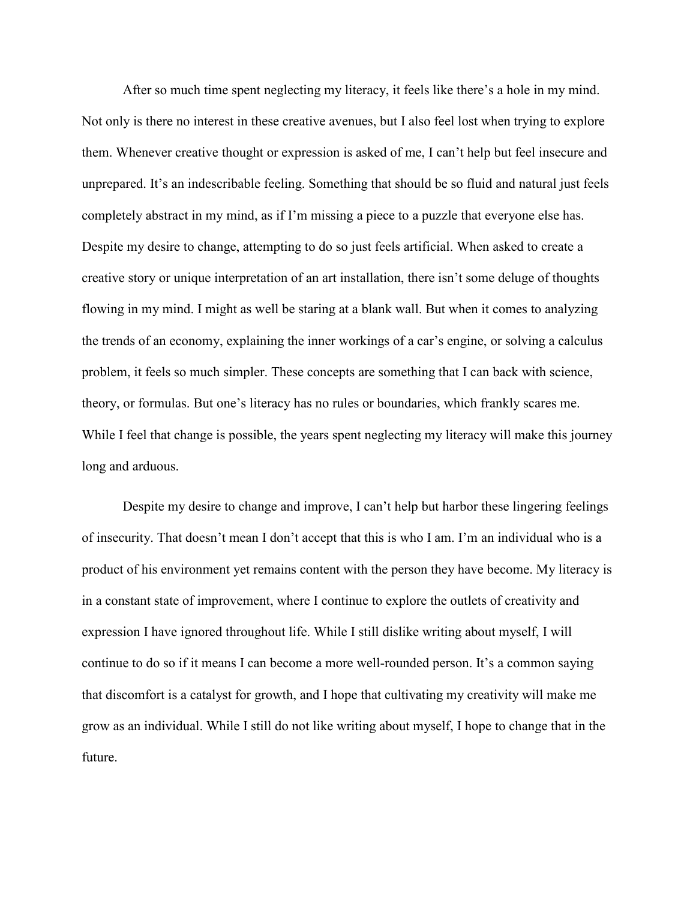After so much time spent neglecting my literacy, it feels like there's a hole in my mind. Not only is there no interest in these creative avenues, but I also feel lost when trying to explore them. Whenever creative thought or expression is asked of me, I can't help but feel insecure and unprepared. It's an indescribable feeling. Something that should be so fluid and natural just feels completely abstract in my mind, as if I'm missing a piece to a puzzle that everyone else has. Despite my desire to change, attempting to do so just feels artificial. When asked to create a creative story or unique interpretation of an art installation, there isn't some deluge of thoughts flowing in my mind. I might as well be staring at a blank wall. But when it comes to analyzing the trends of an economy, explaining the inner workings of a car's engine, or solving a calculus problem, it feels so much simpler. These concepts are something that I can back with science, theory, or formulas. But one's literacy has no rules or boundaries, which frankly scares me. While I feel that change is possible, the years spent neglecting my literacy will make this journey long and arduous.

Despite my desire to change and improve, I can't help but harbor these lingering feelings of insecurity. That doesn't mean I don't accept that this is who I am. I'm an individual who is a product of his environment yet remains content with the person they have become. My literacy is in a constant state of improvement, where I continue to explore the outlets of creativity and expression I have ignored throughout life. While I still dislike writing about myself, I will continue to do so if it means I can become a more well-rounded person. It's a common saying that discomfort is a catalyst for growth, and I hope that cultivating my creativity will make me grow as an individual. While I still do not like writing about myself, I hope to change that in the future.